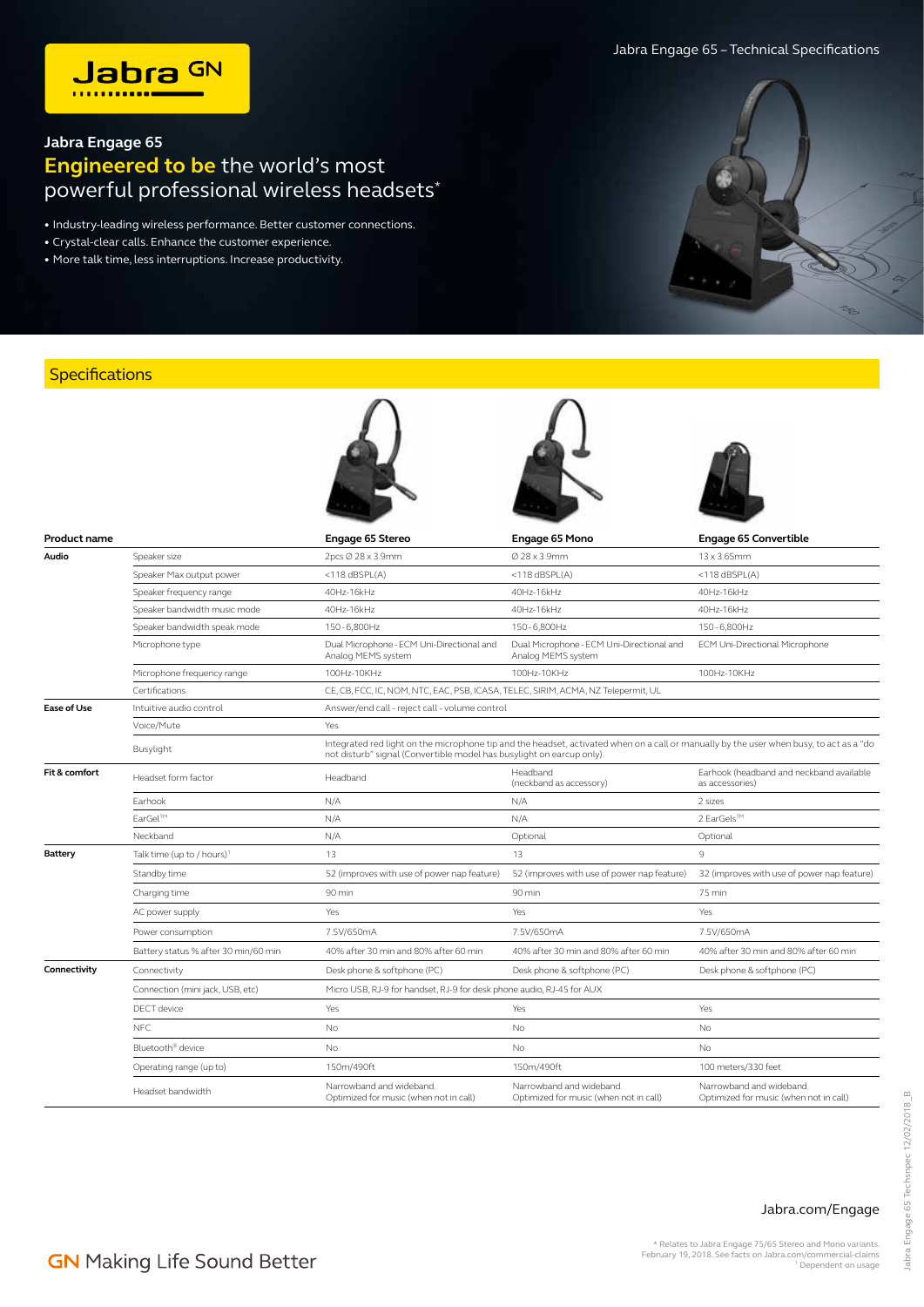Jabra GN

Jabra Engage 65 – Technical Specifications

## Jabra Engage 65

## Engineered to be the world's most powerful professional wireless headsets*

- Industry-leading wireless performance. Better customer connections.
- Crystal-clear calls. Enhance the customer experience.
- More talk time, less interruptions. Increase productivity.

## Specifications

| Product name | | Engage 65 Stereo | Engage 65 Mono | Engage 65 Convertible |
|---|---|---|---|---|
| **Audio** | Speaker size | 2pcs Ø 28 x 3.9mm | Ø 28 x 3.9mm | 13 x 3.65mm |
| | Speaker Max output power | <118 dBSPL(A) | <118 dBSPL(A) | <118 dBSPL(A) |
| | Speaker frequency range | 40Hz-16kHz | 40Hz-16kHz | 40Hz-16kHz |
| | Speaker bandwidth music mode | 40Hz-16kHz | 40Hz-16kHz | 40Hz-16kHz |
| | Speaker bandwidth speak mode | 150 - 6,800Hz | 150 - 6,800Hz | 150 - 6,800Hz |
| | Microphone type | Dual Microphone - ECM Uni-Directional and Analog MEMS system | Dual Microphone - ECM Uni-Directional and Analog MEMS system | ECM Uni-Directional Microphone |
| | Microphone frequency range | 100Hz-10KHz | 100Hz-10KHz | 100Hz-10KHz |
| | Certifications | CE, CB, FCC, IC, NOM, NTC, EAC, PSB, ICASA, TELEC, SIRIM, ACMA, NZ Telepermit, UL | | |
| **Ease of Use** | Intuitive audio control | Answer/end call - reject call - volume control | | |
| | Voice/Mute | Yes | | |
| | Busylight | Integrated red light on the microphone tip and the headset, activated when on a call or manually by the user when busy, to act as a "do not disturb" signal (Convertible model has busylight on earcup only). | | |
| **Fit & comfort** | Headset form factor | Headband | Headband (neckband as accessory) | Earhook (headband and neckband available as accessories) |
| | Earhook | N/A | N/A | 2 sizes |
| | EarGel™ | N/A | N/A | 2 EarGels™ |
| | Neckband | N/A | Optional | Optional |
| **Battery** | Talk time (up to / hours)[1] | 13 | 13 | 9 |
| | Standby time | 52 (improves with use of power nap feature) | 52 (improves with use of power nap feature) | 32 (improves with use of power nap feature) |
| | Charging time | 90 min | 90 min | 75 min |
| | AC power supply | Yes | Yes | Yes |
| | Power consumption | 7.5V/650mA | 7.5V/650mA | 7.5V/650mA |
| | Battery status % after 30 min/60 min | 40% after 30 min and 80% after 60 min | 40% after 30 min and 80% after 60 min | 40% after 30 min and 80% after 60 min |
| **Connectivity** | Connectivity | Desk phone & softphone (PC) | Desk phone & softphone (PC) | Desk phone & softphone (PC) |
| | Connection (mini jack, USB, etc) | Micro USB, RJ-9 for handset, RJ-9 for desk phone audio, RJ-45 for AUX | | |
| | DECT device | Yes | Yes | Yes |
| | NFC | No | No | No |
| | Bluetooth® device | No | No | No |
| | Operating range (up to) | 150m/490ft | 150m/490ft | 100 meters/330 feet |
| | Headset bandwidth | Narrowband and wideband. Optimized for music (when not in call) | Narrowband and wideband. Optimized for music (when not in call) | Narrowband and wideband. Optimized for music (when not in call) |

Jabra.com/Engage

GN Making Life Sound Better

* Relates to Jabra Engage 75/65 Stereo and Mono variants. February 19, 2018. See facts on Jabra.com/commercial-claims
[1] Dependent on usage

Jabra Engage 65 Techsnpec 12/02/2018_B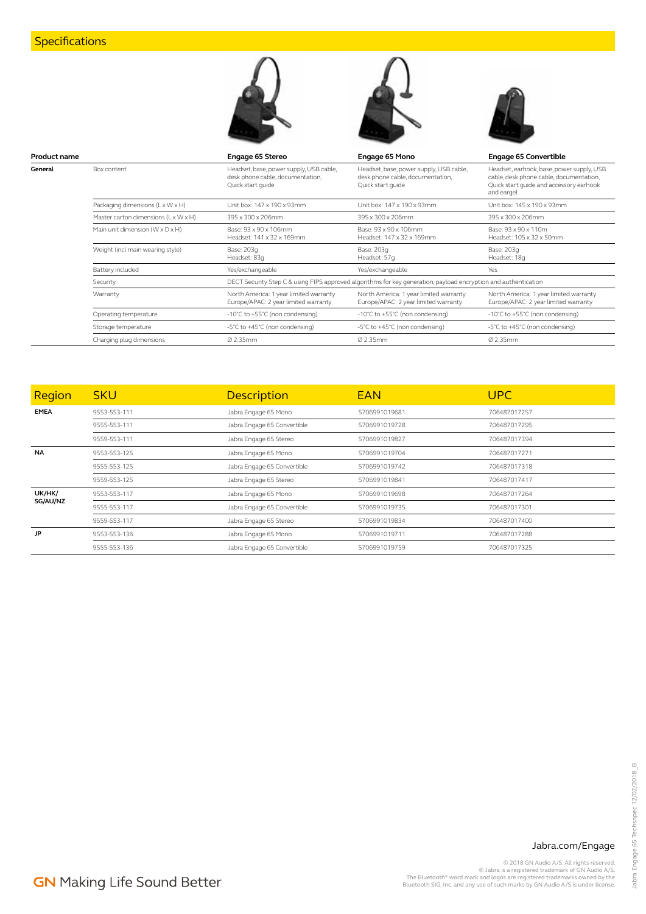## Specifications

| Product name | | Engage 65 Stereo | Engage 65 Mono | Engage 65 Convertible |
|---|---|---|---|---|
| **General** | Box content | Headset, base, power supply, USB cable, desk phone cable, documentation, Quick start guide | Headset, base, power supply, USB cable, desk phone cable, documentation, Quick start guide | Headset, earhook, base, power supply, USB cable, desk phone cable, documentation, Quick start guide and accessory earhook and eargel |
| | Packaging dimensions (L x W x H) | Unit box: 147 x 190 x 93mm | Unit box: 147 x 190 x 93mm | Unit box: 145 x 190 x 93mm |
| | Master carton dimensions (L x W x H) | 395 x 300 x 206mm | 395 x 300 x 206mm | 395 x 300 x 206mm |
| | Main unit dimension (W x D x H) | Base: 93 x 90 x 106mm<br>Headset: 141 x 32 x 169mm | Base: 93 x 90 x 106mm<br>Headset: 147 x 32 x 169mm | Base: 93 x 90 x 110m<br>Headset: 105 x 32 x 50mm |
| | Weight (incl main wearing style) | Base: 203g<br>Headset: 83g | Base: 203g<br>Headset: 57g | Base: 203g<br>Headset: 18g |
| | Battery included | Yes/exchangeable | Yes/exchangeable | Yes |
| | Security | DECT Security Step C & using FIPS approved algorithms for key generation, payload encryption and authentication | | |
| | Warranty | North America: 1 year limited warranty<br>Europe/APAC: 2 year limited warranty | North America: 1 year limited warranty<br>Europe/APAC: 2 year limited warranty | North America: 1 year limited warranty<br>Europe/APAC: 2 year limited warranty |
| | Operating temperature | -10°C to +55°C (non condensing) | -10°C to +55°C (non condensing) | -10°C to +55°C (non condensing) |
| | Storage temperature | -5°C to +45°C (non condensing) | -5°C to +45°C (non condensing) | -5°C to +45°C (non condensing) |
| | Charging plug dimensions | Ø 2.35mm | Ø 2.35mm | Ø 2.35mm |

| Region | SKU | Description | EAN | UPC |
|---|---|---|---|---|
| **EMEA** | 9553-553-111 | Jabra Engage 65 Mono | 5706991019681 | 706487017257 |
| | 9555-553-111 | Jabra Engage 65 Convertible | 5706991019728 | 706487017295 |
| | 9559-553-111 | Jabra Engage 65 Stereo | 5706991019827 | 706487017394 |
| **NA** | 9553-553-125 | Jabra Engage 65 Mono | 5706991019704 | 706487017271 |
| | 9555-553-125 | Jabra Engage 65 Convertible | 5706991019742 | 706487017318 |
| | 9559-553-125 | Jabra Engage 65 Stereo | 5706991019841 | 706487017417 |
| **UK/HK/ SG/AU/NZ** | 9553-553-117 | Jabra Engage 65 Mono | 5706991019698 | 706487017264 |
| | 9555-553-117 | Jabra Engage 65 Convertible | 5706991019735 | 706487017301 |
| | 9559-553-117 | Jabra Engage 65 Stereo | 5706991019834 | 706487017400 |
| **JP** | 9553-553-136 | Jabra Engage 65 Mono | 5706991019711 | 706487017288 |
| | 9555-553-136 | Jabra Engage 65 Convertible | 5706991019759 | 706487017325 |

Jabra.com/Engage

© 2018 GN Audio A/S. All rights reserved.
® Jabra is a registered trademark of GN Audio A/S.
The Bluetooth® word mark and logos are registered trademarks owned by the Bluetooth SIG, Inc. and any use of such marks by GN Audio A/S is under license.

GN Making Life Sound Better

Jabra Engage 65 Techsnpec 12/02/2018_B